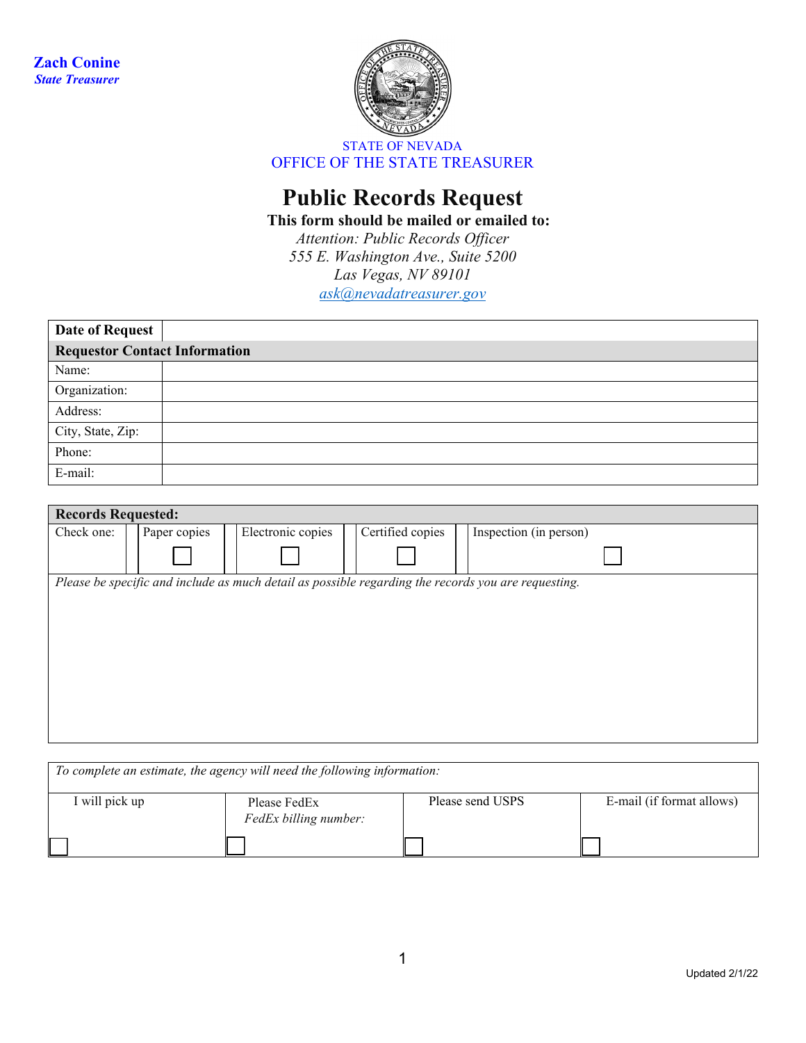**Zach Conine**
***State Treasurer***

STATE OF NEVADA
OFFICE OF THE STATE TREASURER

# Public Records Request

**This form should be mailed or emailed to:**
*Attention: Public Records Officer*
*555 E. Washington Ave., Suite 5200*
*Las Vegas, NV 89101*
*ask@nevadatreasurer.gov*

| **Date of Request** | |
|---|---|
| **Requestor Contact Information** | |
| Name: | |
| Organization: | |
| Address: | |
| City, State, Zip: | |
| Phone: | |
| E-mail: | |

| **Records Requested:** | | | | |
|---|---|---|---|---|
| Check one: | Paper copies ☐ | Electronic copies ☐ | Certified copies ☐ | Inspection (in person) ☐ |
| *Please be specific and include as much detail as possible regarding the records you are requesting.* | | | | |

| *To complete an estimate, the agency will need the following information:* | | | |
|---|---|---|---|
| I will pick up ☐ | Please FedEx *FedEx billing number:* ☐ | Please send USPS ☐ | E-mail (if format allows) ☐ |

Updated 2/1/22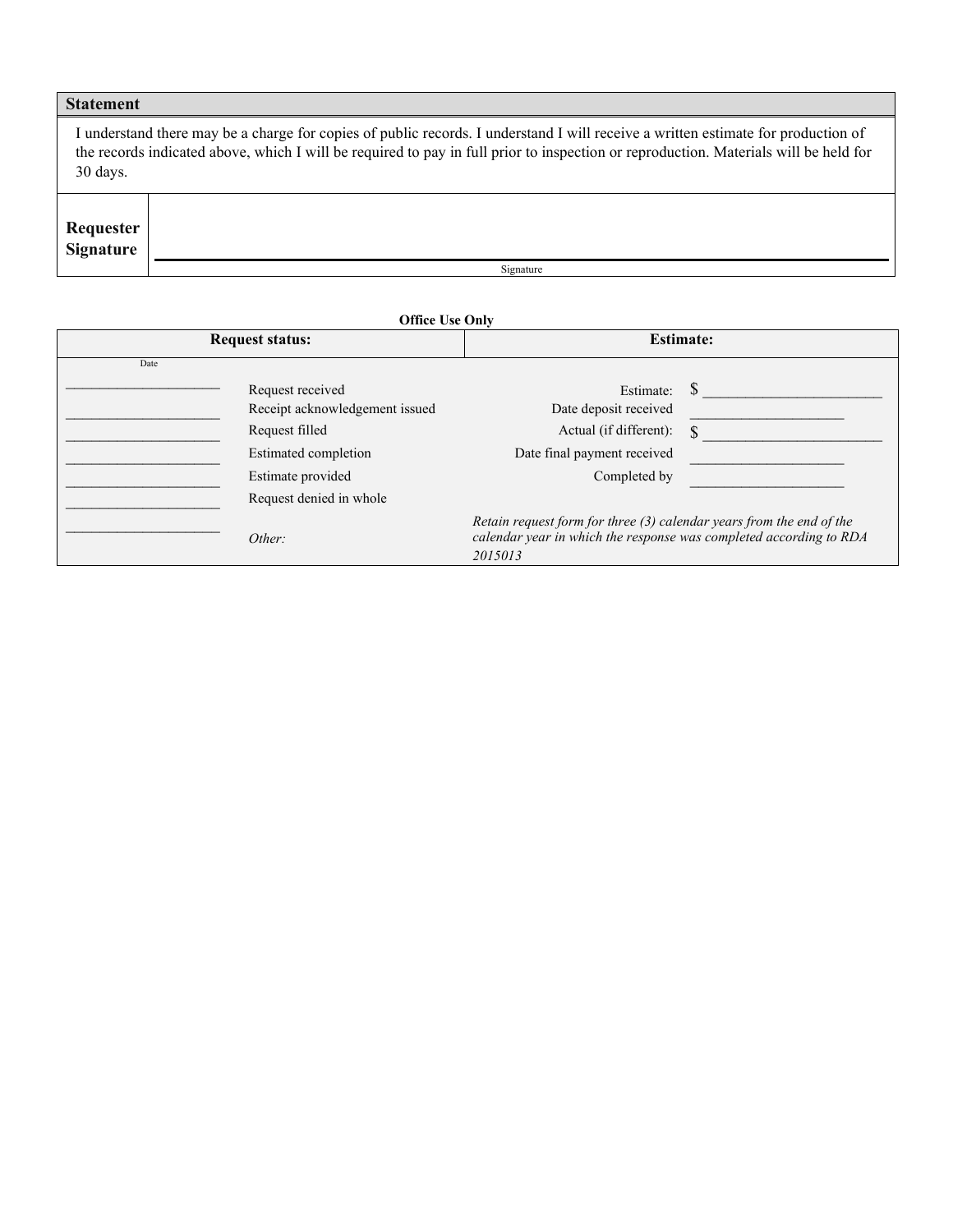| Statement | |
|---|---|
| I understand there may be a charge for copies of public records. I understand I will receive a written estimate for production of the records indicated above, which I will be required to pay in full prior to inspection or reproduction. Materials will be held for 30 days. | |
| **Requester Signature** | ______________________________ Signature |

**Office Use Only**

| Date | Request status: | Estimate: | |
|---|---|---|---|
| ____________ | Request received | Estimate: | $ ____________ |
| ____________ | Receipt acknowledgement issued | Date deposit received | ____________ |
| ____________ | Request filled | Actual (if different): | $ ____________ |
| ____________ | Estimated completion | Date final payment received | ____________ |
| ____________ | Estimate provided | Completed by | ____________ |
| ____________ | Request denied in whole | | |
| ____________ | *Other:* | *Retain request form for three (3) calendar years from the end of the calendar year in which the response was completed according to RDA 2015013* | |